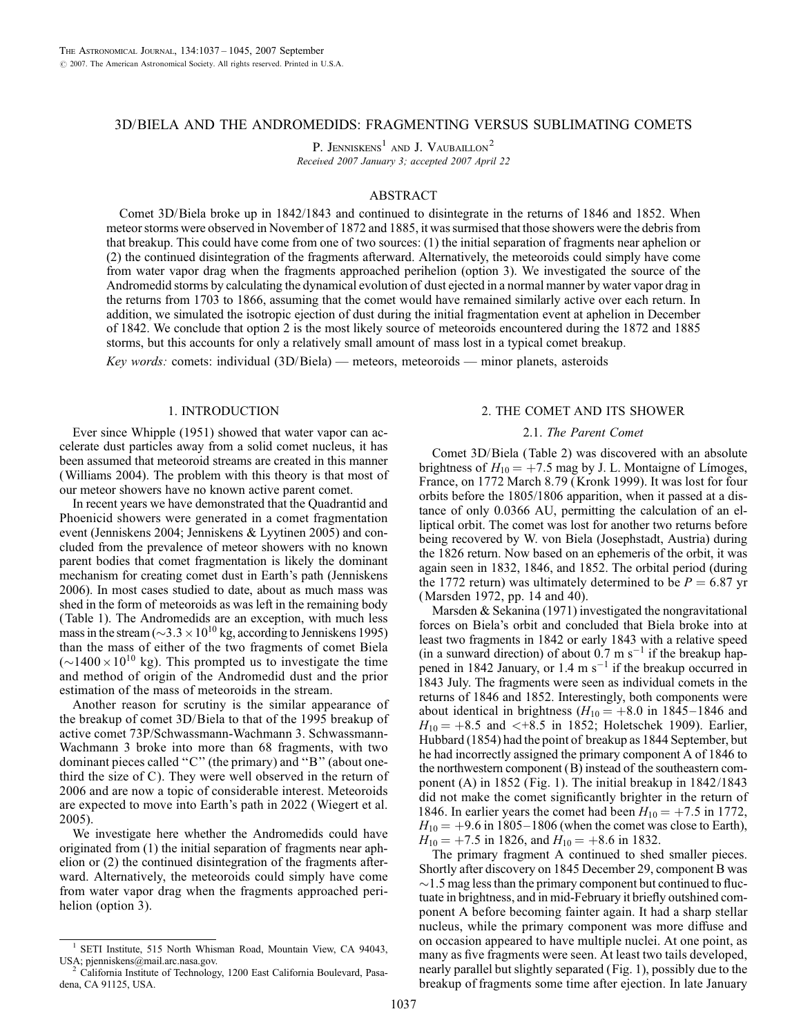# 3D/BIELA AND THE ANDROMEDIDS: FRAGMENTING VERSUS SUBLIMATING COMETS

P. Jenniskens[1] and J. Vaubaillon[2]

Received 2007 January 3; accepted 2007 April 22

## ABSTRACT

Comet 3D/Biela broke up in 1842/1843 and continued to disintegrate in the returns of 1846 and 1852. When meteor storms were observed in November of 1872 and 1885, it was surmised that those showers were the debris from that breakup. This could have come from one of two sources: (1) the initial separation of fragments near aphelion or (2) the continued disintegration of the fragments afterward. Alternatively, the meteoroids could simply have come from water vapor drag when the fragments approached perihelion (option 3). We investigated the source of the Andromedid storms by calculating the dynamical evolution of dust ejected in a normal manner by water vapor drag in the returns from 1703 to 1866, assuming that the comet would have remained similarly active over each return. In addition, we simulated the isotropic ejection of dust during the initial fragmentation event at aphelion in December of 1842. We conclude that option 2 is the most likely source of meteoroids encountered during the 1872 and 1885 storms, but this accounts for only a relatively small amount of mass lost in a typical comet breakup.

*Key words:* comets: individual (3D/Biela) — meteors, meteoroids — minor planets, asteroids

## 1. INTRODUCTION

Ever since Whipple (1951) showed that water vapor can accelerate dust particles away from a solid comet nucleus, it has been assumed that meteoroid streams are created in this manner (Williams 2004). The problem with this theory is that most of our meteor showers have no known active parent comet.

In recent years we have demonstrated that the Quadrantid and Phoenicid showers were generated in a comet fragmentation event (Jenniskens 2004; Jenniskens & Lyytinen 2005) and concluded from the prevalence of meteor showers with no known parent bodies that comet fragmentation is likely the dominant mechanism for creating comet dust in Earth's path (Jenniskens 2006). In most cases studied to date, about as much mass was shed in the form of meteoroids as was left in the remaining body (Table 1). The Andromedids are an exception, with much less mass in the stream ($\sim 3.3 \times 10^{10}$ kg, according to Jenniskens 1995) than the mass of either of the two fragments of comet Biela ($\sim 1400 \times 10^{10}$ kg). This prompted us to investigate the time and method of origin of the Andromedid dust and the prior estimation of the mass of meteoroids in the stream.

Another reason for scrutiny is the similar appearance of the breakup of comet 3D/Biela to that of the 1995 breakup of active comet 73P/Schwassmann-Wachmann 3. Schwassmann-Wachmann 3 broke into more than 68 fragments, with two dominant pieces called "C" (the primary) and "B" (about one-third the size of C). They were well observed in the return of 2006 and are now a topic of considerable interest. Meteoroids are expected to move into Earth's path in 2022 (Wiegert et al. 2005).

We investigate here whether the Andromedids could have originated from (1) the initial separation of fragments near aphelion or (2) the continued disintegration of the fragments afterward. Alternatively, the meteoroids could simply have come from water vapor drag when the fragments approached perihelion (option 3).

## 2. THE COMET AND ITS SHOWER

### 2.1. *The Parent Comet*

Comet 3D/Biela (Table 2) was discovered with an absolute brightness of $H_{10} = +7.5$ mag by J. L. Montaigne of Límoges, France, on 1772 March 8.79 (Kronk 1999). It was lost for four orbits before the 1805/1806 apparition, when it passed at a distance of only 0.0366 AU, permitting the calculation of an elliptical orbit. The comet was lost for another two returns before being recovered by W. von Biela (Josephstadt, Austria) during the 1826 return. Now based on an ephemeris of the orbit, it was again seen in 1832, 1846, and 1852. The orbital period (during the 1772 return) was ultimately determined to be $P = 6.87$ yr (Marsden 1972, pp. 14 and 40).

Marsden & Sekanina (1971) investigated the nongravitational forces on Biela's orbit and concluded that Biela broke into at least two fragments in 1842 or early 1843 with a relative speed (in a sunward direction) of about 0.7 m s$^{-1}$ if the breakup happened in 1842 January, or 1.4 m s$^{-1}$ if the breakup occurred in 1843 July. The fragments were seen as individual comets in the returns of 1846 and 1852. Interestingly, both components were about identical in brightness ($H_{10} = +8.0$ in 1845–1846 and $H_{10} = +8.5$ and $<+8.5$ in 1852; Holetschek 1909). Earlier, Hubbard (1854) had the point of breakup as 1844 September, but he had incorrectly assigned the primary component A of 1846 to the northwestern component (B) instead of the southeastern component (A) in 1852 (Fig. 1). The initial breakup in 1842/1843 did not make the comet significantly brighter in the return of 1846. In earlier years the comet had been $H_{10} = +7.5$ in 1772, $H_{10} = +9.6$ in 1805–1806 (when the comet was close to Earth), $H_{10} = +7.5$ in 1826, and $H_{10} = +8.6$ in 1832.

The primary fragment A continued to shed smaller pieces. Shortly after discovery on 1845 December 29, component B was $\sim$1.5 mag less than the primary component but continued to fluctuate in brightness, and in mid-February it briefly outshined component A before becoming fainter again. It had a sharp stellar nucleus, while the primary component was more diffuse and on occasion appeared to have multiple nuclei. At one point, as many as five fragments were seen. At least two tails developed, nearly parallel but slightly separated (Fig. 1), possibly due to the breakup of fragments some time after ejection. In late January

[1] SETI Institute, 515 North Whisman Road, Mountain View, CA 94043, USA; pjenniskens@mail.arc.nasa.gov.

[2] California Institute of Technology, 1200 East California Boulevard, Pasadena, CA 91125, USA.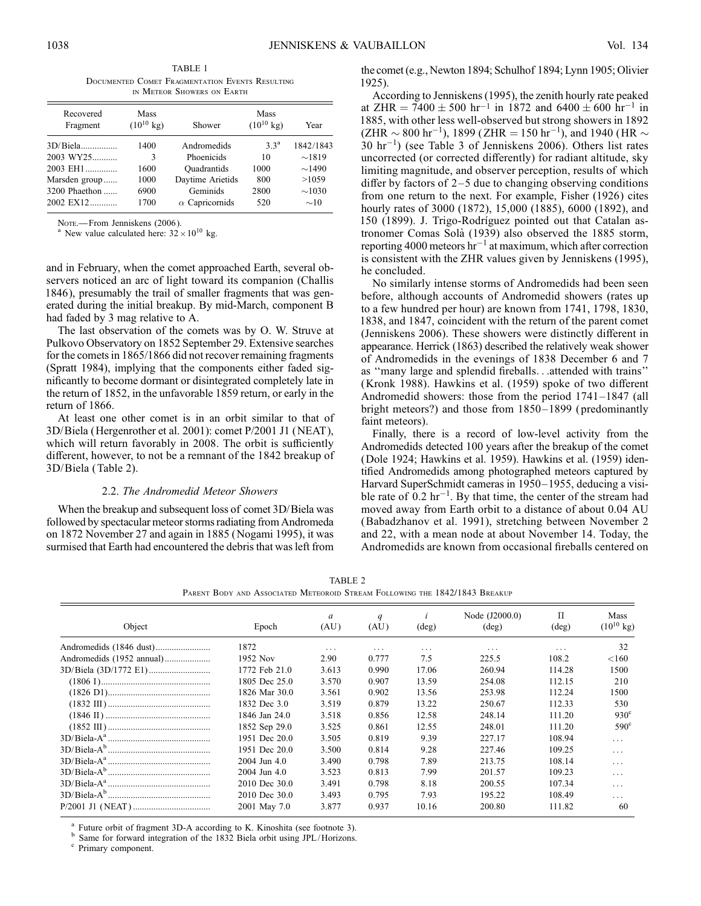TABLE 1

Documented Comet Fragmentation Events Resulting in Meteor Showers on Earth

| Recovered Fragment | Mass ($10^{10}$ kg) | Shower | Mass ($10^{10}$ kg) | Year |
|---|---|---|---|---|
| 3D/Biela................ | 1400 | Andromedids | 3.3[a] | 1842/1843 |
| 2003 WY25........... | 3 | Phoenicids | 10 | ~1819 |
| 2003 EH1.............. | 1600 | Quadrantids | 1000 | ~1490 |
| Marsden group...... | 1000 | Daytime Arietids | 800 | >1059 |
| 3200 Phaethon ...... | 6900 | Geminids | 2800 | ~1030 |
| 2002 EX12............ | 1700 | $\alpha$ Capricornids | 520 | ~10 |

Note.—From Jenniskens (2006).
[a] New value calculated here: $32 \times 10^{10}$ kg.

and in February, when the comet approached Earth, several observers noticed an arc of light toward its companion (Challis 1846), presumably the trail of smaller fragments that was generated during the initial breakup. By mid-March, component B had faded by 3 mag relative to A.

The last observation of the comets was by O. W. Struve at Pulkovo Observatory on 1852 September 29. Extensive searches for the comets in 1865/1866 did not recover remaining fragments (Spratt 1984), implying that the components either faded significantly to become dormant or disintegrated completely late in the return of 1852, in the unfavorable 1859 return, or early in the return of 1866.

At least one other comet is in an orbit similar to that of 3D/Biela (Hergenrother et al. 2001): comet P/2001 J1 (NEAT), which will return favorably in 2008. The orbit is sufficiently different, however, to not be a remnant of the 1842 breakup of 3D/Biela (Table 2).

### 2.2. *The Andromedid Meteor Showers*

When the breakup and subsequent loss of comet 3D/Biela was followed by spectacular meteor storms radiating from Andromeda on 1872 November 27 and again in 1885 (Nogami 1995), it was surmised that Earth had encountered the debris that was left from the comet (e.g., Newton 1894; Schulhof 1894; Lynn 1905; Olivier 1925).

According to Jenniskens (1995), the zenith hourly rate peaked at ZHR = 7400 ± 500 hr$^{-1}$ in 1872 and 6400 ± 600 hr$^{-1}$ in 1885, with other less well-observed but strong showers in 1892 (ZHR ~ 800 hr$^{-1}$), 1899 (ZHR = 150 hr$^{-1}$), and 1940 (HR ~ 30 hr$^{-1}$) (see Table 3 of Jenniskens 2006). Others list rates uncorrected (or corrected differently) for radiant altitude, sky limiting magnitude, and observer perception, results of which differ by factors of 2–5 due to changing observing conditions from one return to the next. For example, Fisher (1926) cites hourly rates of 3000 (1872), 15,000 (1885), 6000 (1892), and 150 (1899). J. Trigo-Rodríguez pointed out that Catalan astronomer Comas Solà (1939) also observed the 1885 storm, reporting 4000 meteors hr$^{-1}$ at maximum, which after correction is consistent with the ZHR values given by Jenniskens (1995), he concluded.

No similarly intense storms of Andromedids had been seen before, although accounts of Andromedid showers (rates up to a few hundred per hour) are known from 1741, 1798, 1830, 1838, and 1847, coincident with the return of the parent comet (Jenniskens 2006). These showers were distinctly different in appearance. Herrick (1863) described the relatively weak shower of Andromedids in the evenings of 1838 December 6 and 7 as "many large and splendid fireballs...attended with trains" (Kronk 1988). Hawkins et al. (1959) spoke of two different Andromedid showers: those from the period 1741–1847 (all bright meteors?) and those from 1850–1899 (predominantly faint meteors).

Finally, there is a record of low-level activity from the Andromedids detected 100 years after the breakup of the comet (Dole 1924; Hawkins et al. 1959). Hawkins et al. (1959) identified Andromedids among photographed meteors captured by Harvard SuperSchmidt cameras in 1950–1955, deducing a visible rate of 0.2 hr$^{-1}$. By that time, the center of the stream had moved away from Earth orbit to a distance of about 0.04 AU (Babadzhanov et al. 1991), stretching between November 2 and 22, with a mean node at about November 14. Today, the Andromedids are known from occasional fireballs centered on

TABLE 2

Parent Body and Associated Meteoroid Stream Following the 1842/1843 Breakup

| Object | Epoch | $a$ (AU) | $q$ (AU) | $i$ (deg) | Node (J2000.0) (deg) | $\Pi$ (deg) | Mass ($10^{10}$ kg) |
|---|---|---|---|---|---|---|---|
| Andromedids (1846 dust)........................ | 1872 | ... | ... | ... | ... | ... | 32 |
| Andromedids (1952 annual).................... | 1952 Nov | 2.90 | 0.777 | 7.5 | 225.5 | 108.2 | <160 |
| 3D/Biela (3D/1772 E1)........................... | 1772 Feb 21.0 | 3.613 | 0.990 | 17.06 | 260.94 | 114.28 | 1500 |
| (1806 I)................................................ | 1805 Dec 25.0 | 3.570 | 0.907 | 13.59 | 254.08 | 112.15 | 210 |
| (1826 D1)............................................. | 1826 Mar 30.0 | 3.561 | 0.902 | 13.56 | 253.98 | 112.24 | 1500 |
| (1832 III)............................................. | 1832 Dec 3.0 | 3.519 | 0.879 | 13.22 | 250.67 | 112.33 | 530 |
| (1846 II).............................................. | 1846 Jan 24.0 | 3.518 | 0.856 | 12.58 | 248.14 | 111.20 | 930[c] |
| (1852 III)............................................. | 1852 Sep 29.0 | 3.525 | 0.861 | 12.55 | 248.01 | 111.20 | 590[c] |
| 3D/Biela-A[a]............................................ | 1951 Dec 20.0 | 3.505 | 0.819 | 9.39 | 227.17 | 108.94 | ... |
| 3D/Biela-A[b]............................................ | 1951 Dec 20.0 | 3.500 | 0.814 | 9.28 | 227.46 | 109.25 | ... |
| 3D/Biela-A[a]............................................ | 2004 Jun 4.0 | 3.490 | 0.798 | 7.89 | 213.75 | 108.14 | ... |
| 3D/Biela-A[b]............................................ | 2004 Jun 4.0 | 3.523 | 0.813 | 7.99 | 201.57 | 109.23 | ... |
| 3D/Biela-A[a]............................................ | 2010 Dec 30.0 | 3.491 | 0.798 | 8.18 | 200.55 | 107.34 | ... |
| 3D/Biela-A[b]............................................ | 2010 Dec 30.0 | 3.493 | 0.795 | 7.93 | 195.22 | 108.49 | ... |
| P/2001 J1 (NEAT)................................. | 2001 May 7.0 | 3.877 | 0.937 | 10.16 | 200.80 | 111.82 | 60 |

[a] Future orbit of fragment 3D-A according to K. Kinoshita (see footnote 3).
[b] Same for forward integration of the 1832 Biela orbit using JPL/Horizons.
[c] Primary component.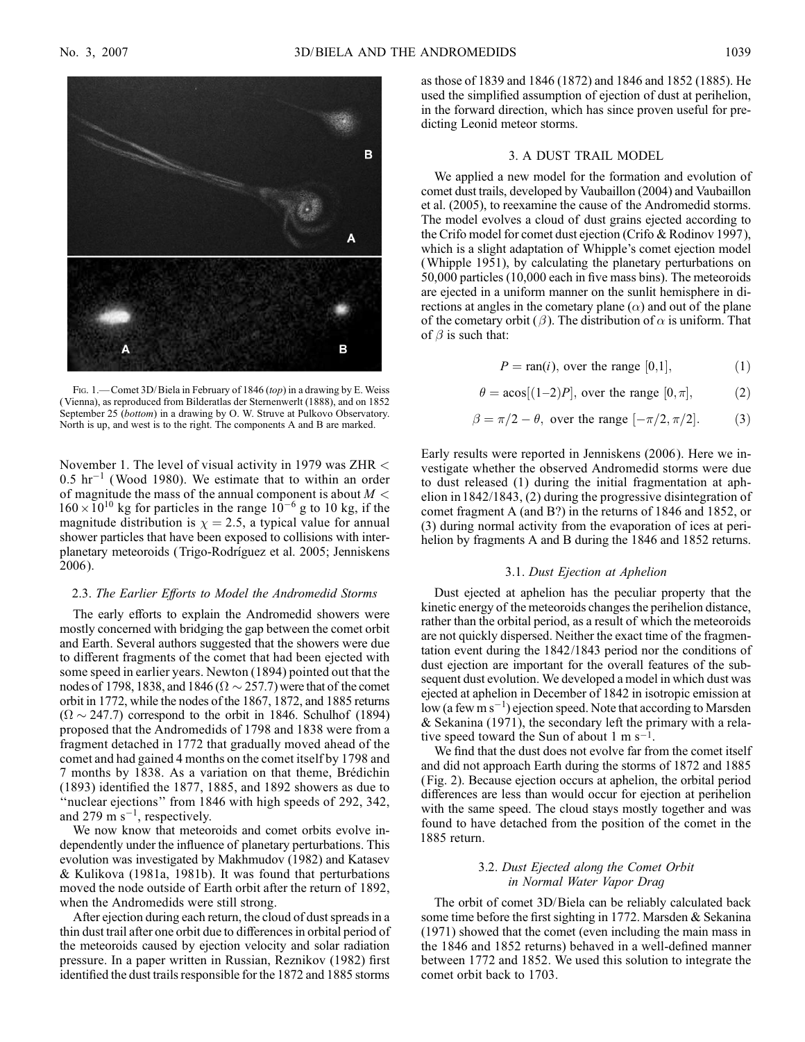Fig. 1.—Comet 3D/Biela in February of 1846 (*top*) in a drawing by E. Weiss (Vienna), as reproduced from Bilderatlas der Sternenwerlt (1888), and on 1852 September 25 (*bottom*) in a drawing by O. W. Struve at Pulkovo Observatory. North is up, and west is to the right. The components A and B are marked.

November 1. The level of visual activity in 1979 was ZHR $< 0.5$ hr$^{-1}$ (Wood 1980). We estimate that to within an order of magnitude the mass of the annual component is about $M < 160 \times 10^{10}$ kg for particles in the range $10^{-6}$ g to 10 kg, if the magnitude distribution is $\chi = 2.5$, a typical value for annual shower particles that have been exposed to collisions with interplanetary meteoroids (Trigo-Rodríguez et al. 2005; Jenniskens 2006).

### 2.3. *The Earlier Efforts to Model the Andromedid Storms*

The early efforts to explain the Andromedid showers were mostly concerned with bridging the gap between the comet orbit and Earth. Several authors suggested that the showers were due to different fragments of the comet that had been ejected with some speed in earlier years. Newton (1894) pointed out that the nodes of 1798, 1838, and 1846 ($\Omega \sim 257.7$) were that of the comet orbit in 1772, while the nodes of the 1867, 1872, and 1885 returns ($\Omega \sim 247.7$) correspond to the orbit in 1846. Schulhof (1894) proposed that the Andromedids of 1798 and 1838 were from a fragment detached in 1772 that gradually moved ahead of the comet and had gained 4 months on the comet itself by 1798 and 7 months by 1838. As a variation on that theme, Brédichin (1893) identified the 1877, 1885, and 1892 showers as due to "nuclear ejections" from 1846 with high speeds of 292, 342, and 279 m s$^{-1}$, respectively.

We now know that meteoroids and comet orbits evolve independently under the influence of planetary perturbations. This evolution was investigated by Makhmudov (1982) and Katasev & Kulikova (1981a, 1981b). It was found that perturbations moved the node outside of Earth orbit after the return of 1892, when the Andromedids were still strong.

After ejection during each return, the cloud of dust spreads in a thin dust trail after one orbit due to differences in orbital period of the meteoroids caused by ejection velocity and solar radiation pressure. In a paper written in Russian, Reznikov (1982) first identified the dust trails responsible for the 1872 and 1885 storms as those of 1839 and 1846 (1872) and 1846 and 1852 (1885). He used the simplified assumption of ejection of dust at perihelion, in the forward direction, which has since proven useful for predicting Leonid meteor storms.

## 3. A DUST TRAIL MODEL

We applied a new model for the formation and evolution of comet dust trails, developed by Vaubaillon (2004) and Vaubaillon et al. (2005), to reexamine the cause of the Andromedid storms. The model evolves a cloud of dust grains ejected according to the Crifo model for comet dust ejection (Crifo & Rodinov 1997), which is a slight adaptation of Whipple's comet ejection model (Whipple 1951), by calculating the planetary perturbations on 50,000 particles (10,000 each in five mass bins). The meteoroids are ejected in a uniform manner on the sunlit hemisphere in directions at angles in the cometary plane ($\alpha$) and out of the plane of the cometary orbit ($\beta$). The distribution of $\alpha$ is uniform. That of $\beta$ is such that:

$$P = \text{ran}(i), \text{ over the range } [0,1], \tag{1}$$

$$\theta = \text{acos}[(1\text{–}2)P], \text{ over the range } [0, \pi], \tag{2}$$

$$\beta = \pi/2 - \theta, \text{ over the range } [-\pi/2, \pi/2]. \tag{3}$$

Early results were reported in Jenniskens (2006). Here we investigate whether the observed Andromedid storms were due to dust released (1) during the initial fragmentation at aphelion in 1842/1843, (2) during the progressive disintegration of comet fragment A (and B?) in the returns of 1846 and 1852, or (3) during normal activity from the evaporation of ices at perihelion by fragments A and B during the 1846 and 1852 returns.

### 3.1. *Dust Ejection at Aphelion*

Dust ejected at aphelion has the peculiar property that the kinetic energy of the meteoroids changes the perihelion distance, rather than the orbital period, as a result of which the meteoroids are not quickly dispersed. Neither the exact time of the fragmentation event during the 1842/1843 period nor the conditions of dust ejection are important for the overall features of the subsequent dust evolution. We developed a model in which dust was ejected at aphelion in December of 1842 in isotropic emission at low (a few m s$^{-1}$) ejection speed. Note that according to Marsden & Sekanina (1971), the secondary left the primary with a relative speed toward the Sun of about 1 m s$^{-1}$.

We find that the dust does not evolve far from the comet itself and did not approach Earth during the storms of 1872 and 1885 (Fig. 2). Because ejection occurs at aphelion, the orbital period differences are less than would occur for ejection at perihelion with the same speed. The cloud stays mostly together and was found to have detached from the position of the comet in the 1885 return.

### 3.2. *Dust Ejected along the Comet Orbit in Normal Water Vapor Drag*

The orbit of comet 3D/Biela can be reliably calculated back some time before the first sighting in 1772. Marsden & Sekanina (1971) showed that the comet (even including the main mass in the 1846 and 1852 returns) behaved in a well-defined manner between 1772 and 1852. We used this solution to integrate the comet orbit back to 1703.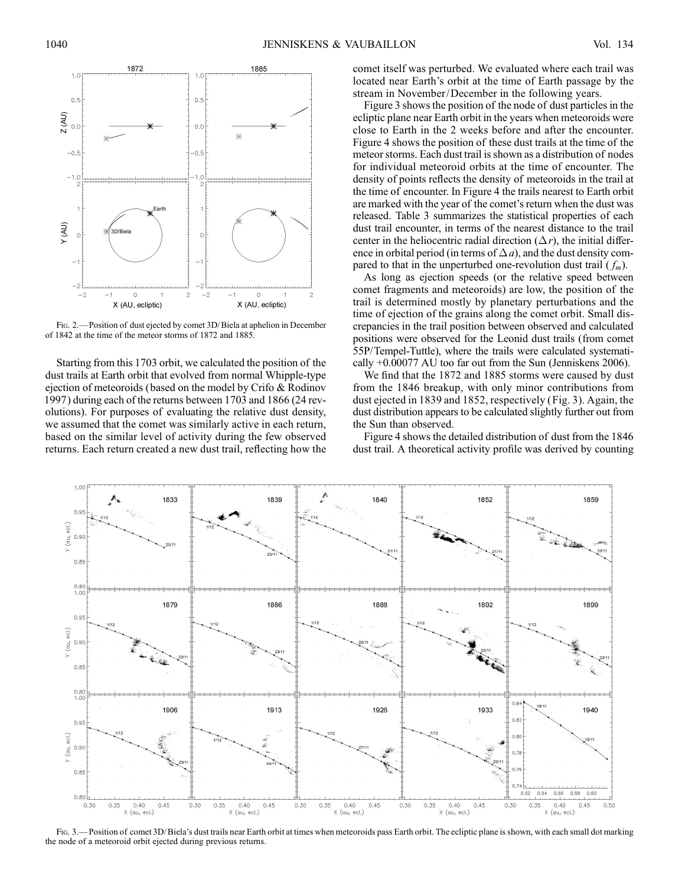Fig. 2.— Position of dust ejected by comet 3D/Biela at aphelion in December of 1842 at the time of the meteor storms of 1872 and 1885.

Starting from this 1703 orbit, we calculated the position of the dust trails at Earth orbit that evolved from normal Whipple-type ejection of meteoroids (based on the model by Crifo & Rodinov 1997) during each of the returns between 1703 and 1866 (24 revolutions). For purposes of evaluating the relative dust density, we assumed that the comet was similarly active in each return, based on the similar level of activity during the few observed returns. Each return created a new dust trail, reflecting how the comet itself was perturbed. We evaluated where each trail was located near Earth's orbit at the time of Earth passage by the stream in November/December in the following years.

Figure 3 shows the position of the node of dust particles in the ecliptic plane near Earth orbit in the years when meteoroids were close to Earth in the 2 weeks before and after the encounter. Figure 4 shows the position of these dust trails at the time of the meteor storms. Each dust trail is shown as a distribution of nodes for individual meteoroid orbits at the time of encounter. The density of points reflects the density of meteoroids in the trail at the time of encounter. In Figure 4 the trails nearest to Earth orbit are marked with the year of the comet's return when the dust was released. Table 3 summarizes the statistical properties of each dust trail encounter, in terms of the nearest distance to the trail center in the heliocentric radial direction ($\Delta r$), the initial difference in orbital period (in terms of $\Delta a$), and the dust density compared to that in the unperturbed one-revolution dust trail ($f_m$).

As long as ejection speeds (or the relative speed between comet fragments and meteoroids) are low, the position of the trail is determined mostly by planetary perturbations and the time of ejection of the grains along the comet orbit. Small discrepancies in the trail position between observed and calculated positions were observed for the Leonid dust trails (from comet 55P/Tempel-Tuttle), where the trails were calculated systematically +0.00077 AU too far out from the Sun (Jenniskens 2006).

We find that the 1872 and 1885 storms were caused by dust from the 1846 breakup, with only minor contributions from dust ejected in 1839 and 1852, respectively (Fig. 3). Again, the dust distribution appears to be calculated slightly further out from the Sun than observed.

Figure 4 shows the detailed distribution of dust from the 1846 dust trail. A theoretical activity profile was derived by counting

Fig. 3.— Position of comet 3D/Biela's dust trails near Earth orbit at times when meteoroids pass Earth orbit. The ecliptic plane is shown, with each small dot marking the node of a meteoroid orbit ejected during previous returns.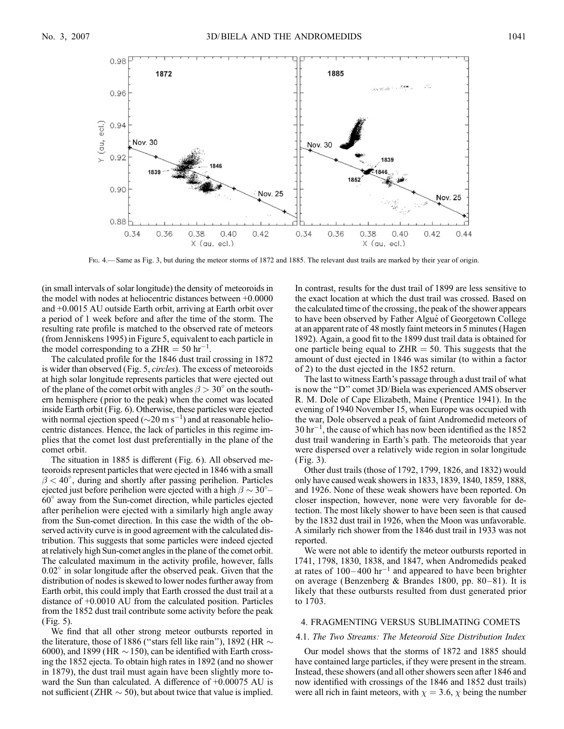Fig. 4.— Same as Fig. 3, but during the meteor storms of 1872 and 1885. The relevant dust trails are marked by their year of origin.

(in small intervals of solar longitude) the density of meteoroids in the model with nodes at heliocentric distances between +0.0000 and +0.0015 AU outside Earth orbit, arriving at Earth orbit over a period of 1 week before and after the time of the storm. The resulting rate profile is matched to the observed rate of meteors (from Jenniskens 1995) in Figure 5, equivalent to each particle in the model corresponding to a ZHR = 50 $hr^{-1}$.

The calculated profile for the 1846 dust trail crossing in 1872 is wider than observed (Fig. 5, *circles*). The excess of meteoroids at high solar longitude represents particles that were ejected out of the plane of the comet orbit with angles $\beta > 30°$ on the southern hemisphere (prior to the peak) when the comet was located inside Earth orbit (Fig. 6). Otherwise, these particles were ejected with normal ejection speed ($\sim$20 m $s^{-1}$) and at reasonable heliocentric distances. Hence, the lack of particles in this regime implies that the comet lost dust preferentially in the plane of the comet orbit.

The situation in 1885 is different (Fig. 6). All observed meteoroids represent particles that were ejected in 1846 with a small $\beta < 40°$, during and shortly after passing perihelion. Particles ejected just before perihelion were ejected with a high $\beta \sim 30°$–$60°$ away from the Sun-comet direction, while particles ejected after perihelion were ejected with a similarly high angle away from the Sun-comet direction. In this case the width of the observed activity curve is in good agreement with the calculated distribution. This suggests that some particles were indeed ejected at relatively high Sun-comet angles in the plane of the comet orbit. The calculated maximum in the activity profile, however, falls 0.02° in solar longitude after the observed peak. Given that the distribution of nodes is skewed to lower nodes further away from Earth orbit, this could imply that Earth crossed the dust trail at a distance of +0.0010 AU from the calculated position. Particles from the 1852 dust trail contribute some activity before the peak (Fig. 5).

We find that all other strong meteor outbursts reported in the literature, those of 1886 ("stars fell like rain"), 1892 (HR $\sim$ 6000), and 1899 (HR $\sim$ 150), can be identified with Earth crossing the 1852 ejecta. To obtain high rates in 1892 (and no shower in 1879), the dust trail must again have been slightly more toward the Sun than calculated. A difference of +0.00075 AU is not sufficient (ZHR $\sim$ 50), but about twice that value is implied. In contrast, results for the dust trail of 1899 are less sensitive to the exact location at which the dust trail was crossed. Based on the calculated time of the crossing, the peak of the shower appears to have been observed by Father Algué of Georgetown College at an apparent rate of 48 mostly faint meteors in 5 minutes (Hagen 1892). Again, a good fit to the 1899 dust trail data is obtained for one particle being equal to ZHR = 50. This suggests that the amount of dust ejected in 1846 was similar (to within a factor of 2) to the dust ejected in the 1852 return.

The last to witness Earth's passage through a dust trail of what is now the "D" comet 3D/Biela was experienced AMS observer R. M. Dole of Cape Elizabeth, Maine (Prentice 1941). In the evening of 1940 November 15, when Europe was occupied with the war, Dole observed a peak of faint Andromedid meteors of 30 $hr^{-1}$, the cause of which has now been identified as the 1852 dust trail wandering in Earth's path. The meteoroids that year were dispersed over a relatively wide region in solar longitude (Fig. 3).

Other dust trails (those of 1792, 1799, 1826, and 1832) would only have caused weak showers in 1833, 1839, 1840, 1859, 1888, and 1926. None of these weak showers have been reported. On closer inspection, however, none were very favorable for detection. The most likely shower to have been seen is that caused by the 1832 dust trail in 1926, when the Moon was unfavorable. A similarly rich shower from the 1846 dust trail in 1933 was not reported.

We were not able to identify the meteor outbursts reported in 1741, 1798, 1830, 1838, and 1847, when Andromedids peaked at rates of 100–400 $hr^{-1}$ and appeared to have been brighter on average (Benzenberg & Brandes 1800, pp. 80–81). It is likely that these outbursts resulted from dust generated prior to 1703.

## 4. FRAGMENTING VERSUS SUBLIMATING COMETS

### 4.1. *The Two Streams: The Meteoroid Size Distribution Index*

Our model shows that the storms of 1872 and 1885 should have contained large particles, if they were present in the stream. Instead, these showers (and all other showers seen after 1846 and now identified with crossings of the 1846 and 1852 dust trails) were all rich in faint meteors, with $\chi = 3.6$, $\chi$ being the number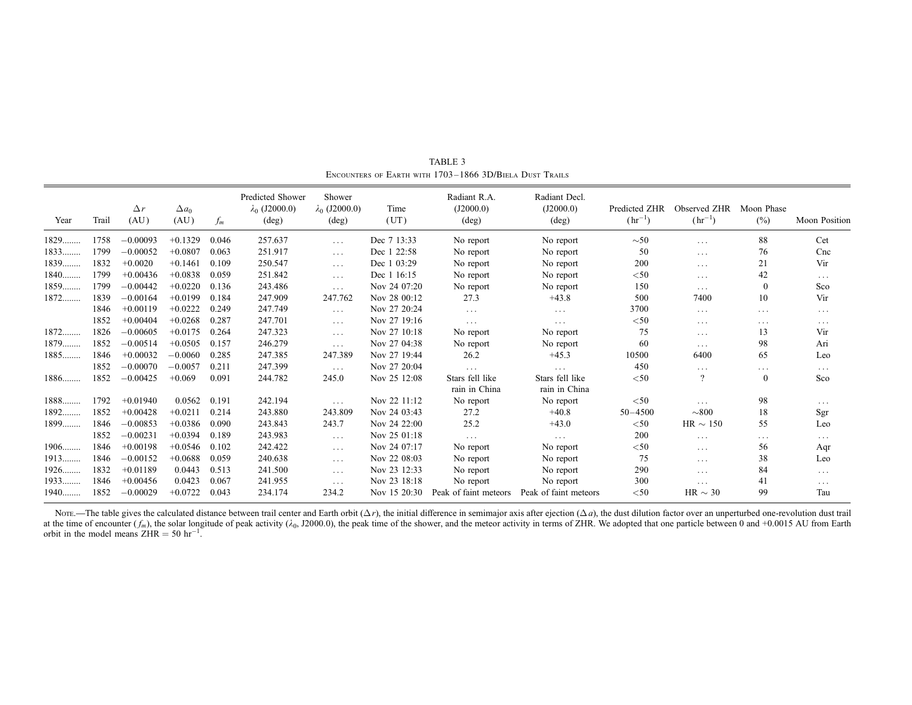TABLE 3

Encounters of Earth with 1703–1866 3D/Biela Dust Trails

| Year | Trail | $\Delta r$ (AU) | $\Delta a_0$ (AU) | $f_m$ | Predicted Shower $\lambda_0$ (J2000.0) (deg) | Shower $\lambda_0$ (J2000.0) (deg) | Time (UT) | Radiant R.A. (J2000.0) (deg) | Radiant Decl. (J2000.0) (deg) | Predicted ZHR ($hr^{-1}$) | Observed ZHR ($hr^{-1}$) | Moon Phase (%) | Moon Position |
|---|---|---|---|---|---|---|---|---|---|---|---|---|---|
| 1829 | 1758 | −0.00093 | +0.1329 | 0.046 | 257.637 | ... | Dec 7 13:33 | No report | No report | ~50 | ... | 88 | Cet |
| 1833 | 1799 | −0.00052 | +0.0807 | 0.063 | 251.917 | ... | Dec 1 22:58 | No report | No report | 50 | ... | 76 | Cnc |
| 1839 | 1832 | +0.0020 | +0.1461 | 0.109 | 250.547 | ... | Dec 1 03:29 | No report | No report | 200 | ... | 21 | Vir |
| 1840 | 1799 | +0.00436 | +0.0838 | 0.059 | 251.842 | ... | Dec 1 16:15 | No report | No report | <50 | ... | 42 | ... |
| 1859 | 1799 | −0.00442 | +0.0220 | 0.136 | 243.486 | ... | Nov 24 07:20 | No report | No report | 150 | ... | 0 | Sco |
| 1872 | 1839 | −0.00164 | +0.0199 | 0.184 | 247.909 | 247.762 | Nov 28 00:12 | 27.3 | +43.8 | 500 | 7400 | 10 | Vir |
| | 1846 | +0.00119 | +0.0222 | 0.249 | 247.749 | ... | Nov 27 20:24 | ... | ... | 3700 | ... | ... | ... |
| | 1852 | +0.00404 | +0.0268 | 0.287 | 247.701 | ... | Nov 27 19:16 | ... | ... | <50 | ... | ... | ... |
| 1872 | 1826 | −0.00605 | +0.0175 | 0.264 | 247.323 | ... | Nov 27 10:18 | No report | No report | 75 | ... | 13 | Vir |
| 1879 | 1852 | −0.00514 | +0.0505 | 0.157 | 246.279 | ... | Nov 27 04:38 | No report | No report | 60 | ... | 98 | Ari |
| 1885 | 1846 | +0.00032 | −0.0060 | 0.285 | 247.385 | 247.389 | Nov 27 19:44 | 26.2 | +45.3 | 10500 | 6400 | 65 | Leo |
| | 1852 | −0.00070 | −0.0057 | 0.211 | 247.399 | ... | Nov 27 20:04 | ... | ... | 450 | ... | ... | ... |
| 1886 | 1852 | −0.00425 | +0.069 | 0.091 | 244.782 | 245.0 | Nov 25 12:08 | Stars fell like rain in China | Stars fell like rain in China | <50 | ? | 0 | Sco |
| 1888 | 1792 | +0.01940 | 0.0562 | 0.191 | 242.194 | ... | Nov 22 11:12 | No report | No report | <50 | ... | 98 | ... |
| 1892 | 1852 | +0.00428 | +0.0211 | 0.214 | 243.880 | 243.809 | Nov 24 03:43 | 27.2 | +40.8 | 50–4500 | ~800 | 18 | Sgr |
| 1899 | 1846 | −0.00853 | +0.0386 | 0.090 | 243.843 | 243.7 | Nov 24 22:00 | 25.2 | +43.0 | <50 | HR ~ 150 | 55 | Leo |
| | 1852 | −0.00231 | +0.0394 | 0.189 | 243.983 | ... | Nov 25 01:18 | ... | ... | 200 | ... | ... | ... |
| 1906 | 1846 | +0.00198 | +0.0546 | 0.102 | 242.422 | ... | Nov 24 07:17 | No report | No report | <50 | ... | 56 | Aqr |
| 1913 | 1846 | −0.00152 | +0.0688 | 0.059 | 240.638 | ... | Nov 22 08:03 | No report | No report | 75 | ... | 38 | Leo |
| 1926 | 1832 | +0.01189 | 0.0443 | 0.513 | 241.500 | ... | Nov 23 12:33 | No report | No report | 290 | ... | 84 | ... |
| 1933 | 1846 | +0.00456 | 0.0423 | 0.067 | 241.955 | ... | Nov 23 18:18 | No report | No report | 300 | ... | 41 | ... |
| 1940 | 1852 | −0.00029 | +0.0722 | 0.043 | 234.174 | 234.2 | Nov 15 20:30 | Peak of faint meteors | Peak of faint meteors | <50 | HR ~ 30 | 99 | Tau |

Note.—The table gives the calculated distance between trail center and Earth orbit ($\Delta r$), the initial difference in semimajor axis after ejection ($\Delta a$), the dust dilution factor over an unperturbed one-revolution dust trail at the time of encounter ($f_m$), the solar longitude of peak activity ($\lambda_0$, J2000.0), the peak time of the shower, and the meteor activity in terms of ZHR. We adopted that one particle between 0 and +0.0015 AU from Earth orbit in the model means ZHR = 50 $hr^{-1}$.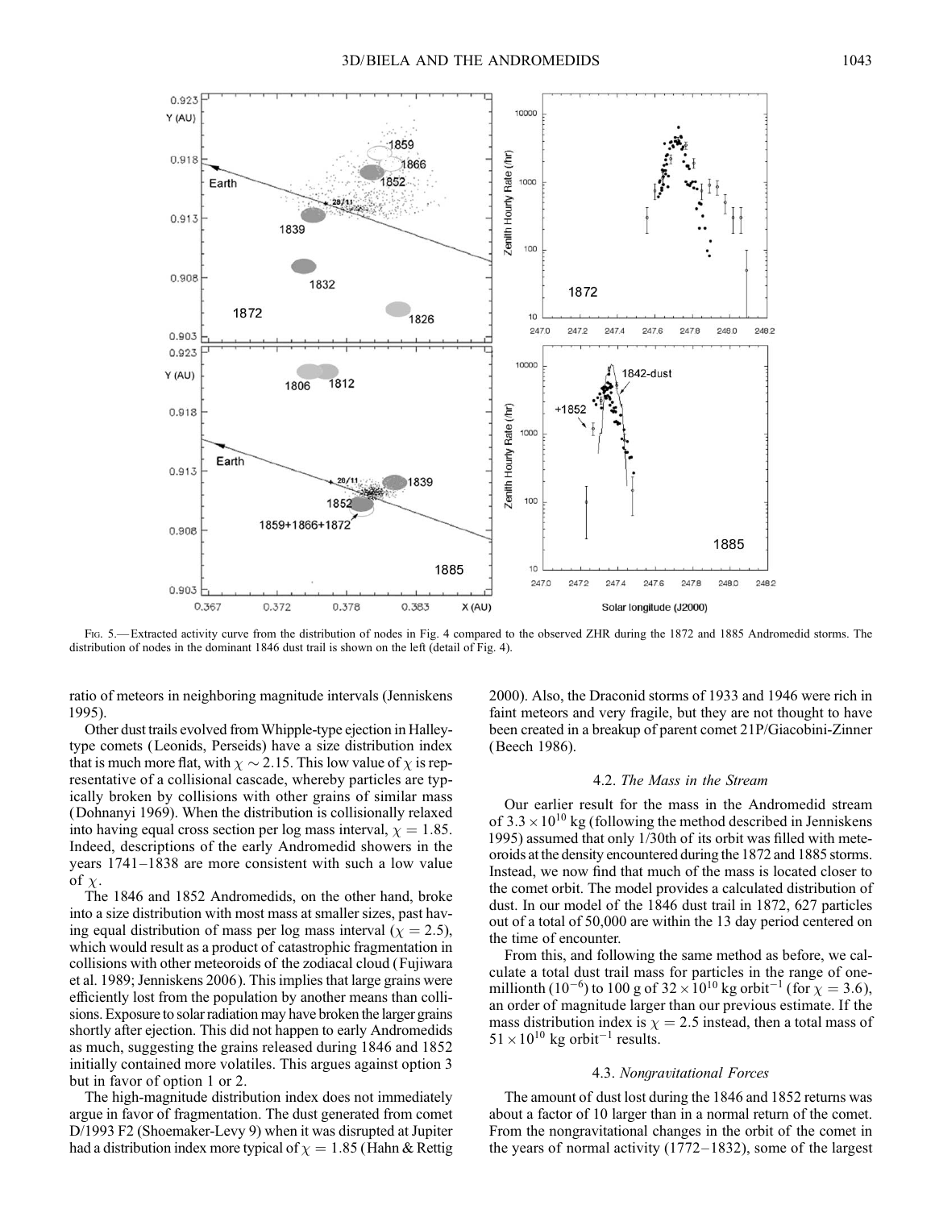Fig. 5.—Extracted activity curve from the distribution of nodes in Fig. 4 compared to the observed ZHR during the 1872 and 1885 Andromedid storms. The distribution of nodes in the dominant 1846 dust trail is shown on the left (detail of Fig. 4).

ratio of meteors in neighboring magnitude intervals (Jenniskens 1995).

Other dust trails evolved from Whipple-type ejection in Halley-type comets (Leonids, Perseids) have a size distribution index that is much more flat, with $\chi \sim 2.15$. This low value of $\chi$ is representative of a collisional cascade, whereby particles are typically broken by collisions with other grains of similar mass (Dohnanyi 1969). When the distribution is collisionally relaxed into having equal cross section per log mass interval, $\chi = 1.85$. Indeed, descriptions of the early Andromedid showers in the years 1741–1838 are more consistent with such a low value of $\chi$.

The 1846 and 1852 Andromedids, on the other hand, broke into a size distribution with most mass at smaller sizes, past having equal distribution of mass per log mass interval ($\chi = 2.5$), which would result as a product of catastrophic fragmentation in collisions with other meteoroids of the zodiacal cloud (Fujiwara et al. 1989; Jenniskens 2006). This implies that large grains were efficiently lost from the population by another means than collisions. Exposure to solar radiation may have broken the larger grains shortly after ejection. This did not happen to early Andromedids as much, suggesting the grains released during 1846 and 1852 initially contained more volatiles. This argues against option 3 but in favor of option 1 or 2.

The high-magnitude distribution index does not immediately argue in favor of fragmentation. The dust generated from comet D/1993 F2 (Shoemaker-Levy 9) when it was disrupted at Jupiter had a distribution index more typical of $\chi = 1.85$ (Hahn & Rettig 2000). Also, the Draconid storms of 1933 and 1946 were rich in faint meteors and very fragile, but they are not thought to have been created in a breakup of parent comet 21P/Giacobini-Zinner (Beech 1986).

### 4.2. *The Mass in the Stream*

Our earlier result for the mass in the Andromedid stream of $3.3 \times 10^{10}$ kg (following the method described in Jenniskens 1995) assumed that only 1/30th of its orbit was filled with meteoroids at the density encountered during the 1872 and 1885 storms. Instead, we now find that much of the mass is located closer to the comet orbit. The model provides a calculated distribution of dust. In our model of the 1846 dust trail in 1872, 627 particles out of a total of 50,000 are within the 13 day period centered on the time of encounter.

From this, and following the same method as before, we calculate a total dust trail mass for particles in the range of one-millionth ($10^{-6}$) to 100 g of $32 \times 10^{10}$ kg orbit$^{-1}$ (for $\chi = 3.6$), an order of magnitude larger than our previous estimate. If the mass distribution index is $\chi = 2.5$ instead, then a total mass of $51 \times 10^{10}$ kg orbit$^{-1}$ results.

### 4.3. *Nongravitational Forces*

The amount of dust lost during the 1846 and 1852 returns was about a factor of 10 larger than in a normal return of the comet. From the nongravitational changes in the orbit of the comet in the years of normal activity (1772–1832), some of the largest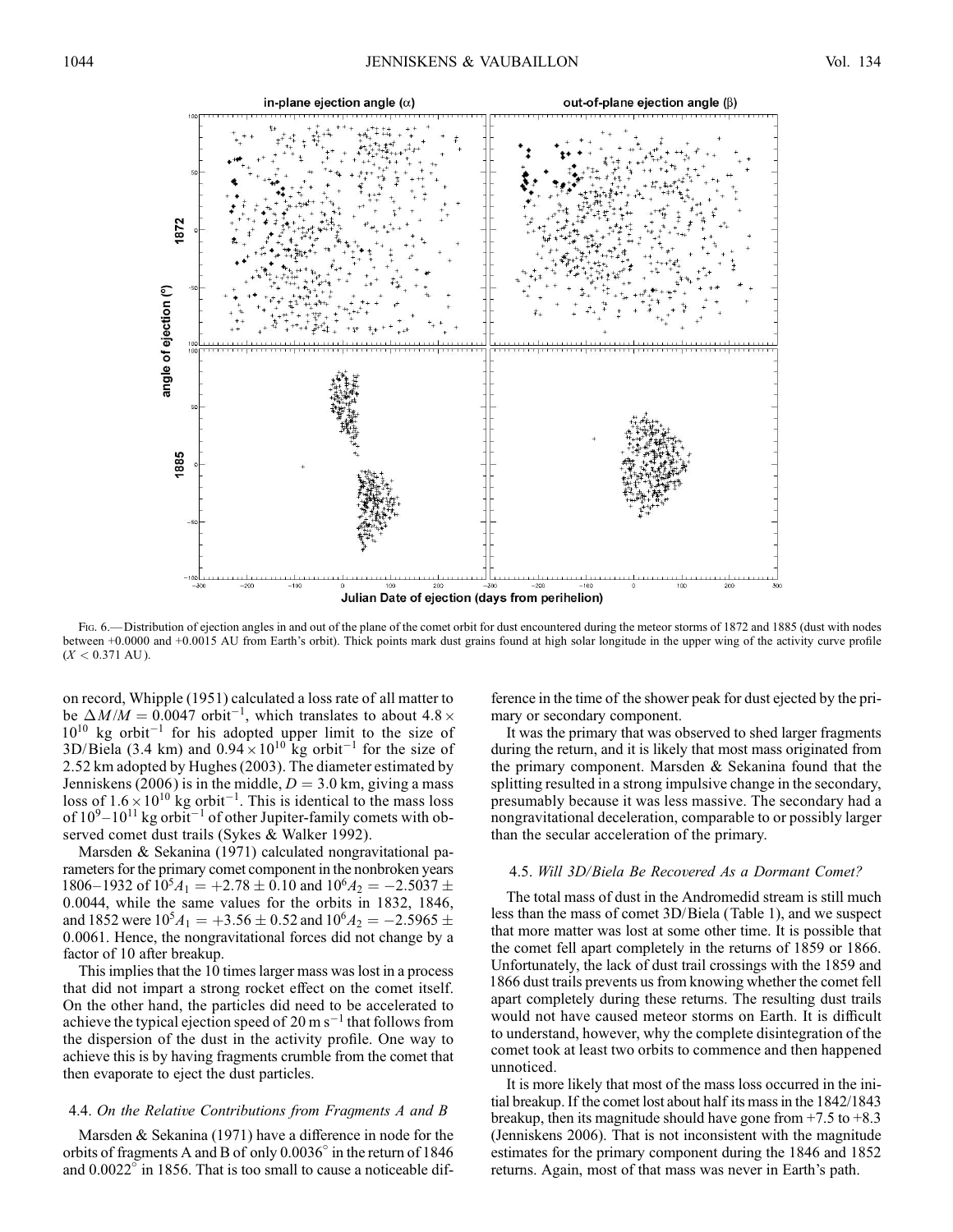Fig. 6.—Distribution of ejection angles in and out of the plane of the comet orbit for dust encountered during the meteor storms of 1872 and 1885 (dust with nodes between +0.0000 and +0.0015 AU from Earth's orbit). Thick points mark dust grains found at high solar longitude in the upper wing of the activity curve profile ($X < 0.371$ AU).

on record, Whipple (1951) calculated a loss rate of all matter to be $\Delta M/M = 0.0047$ orbit$^{-1}$, which translates to about $4.8 \times 10^{10}$ kg orbit$^{-1}$ for his adopted upper limit to the size of 3D/Biela (3.4 km) and $0.94 \times 10^{10}$ kg orbit$^{-1}$ for the size of 2.52 km adopted by Hughes (2003). The diameter estimated by Jenniskens (2006) is in the middle, $D = 3.0$ km, giving a mass loss of $1.6 \times 10^{10}$ kg orbit$^{-1}$. This is identical to the mass loss of $10^{9}$–$10^{11}$ kg orbit$^{-1}$ of other Jupiter-family comets with observed comet dust trails (Sykes & Walker 1992).

Marsden & Sekanina (1971) calculated nongravitational parameters for the primary comet component in the nonbroken years 1806–1932 of $10^5 A_1 = +2.78 \pm 0.10$ and $10^6 A_2 = -2.5037 \pm 0.0044$, while the same values for the orbits in 1832, 1846, and 1852 were $10^5 A_1 = +3.56 \pm 0.52$ and $10^6 A_2 = -2.5965 \pm 0.0061$. Hence, the nongravitational forces did not change by a factor of 10 after breakup.

This implies that the 10 times larger mass was lost in a process that did not impart a strong rocket effect on the comet itself. On the other hand, the particles did need to be accelerated to achieve the typical ejection speed of 20 m s$^{-1}$ that follows from the dispersion of the dust in the activity profile. One way to achieve this is by having fragments crumble from the comet that then evaporate to eject the dust particles.

### 4.4. *On the Relative Contributions from Fragments A and B*

Marsden & Sekanina (1971) have a difference in node for the orbits of fragments A and B of only 0.0036° in the return of 1846 and 0.0022° in 1856. That is too small to cause a noticeable difference in the time of the shower peak for dust ejected by the primary or secondary component.

It was the primary that was observed to shed larger fragments during the return, and it is likely that most mass originated from the primary component. Marsden & Sekanina found that the splitting resulted in a strong impulsive change in the secondary, presumably because it was less massive. The secondary had a nongravitational deceleration, comparable to or possibly larger than the secular acceleration of the primary.

### 4.5. *Will 3D/Biela Be Recovered As a Dormant Comet?*

The total mass of dust in the Andromedid stream is still much less than the mass of comet 3D/Biela (Table 1), and we suspect that more matter was lost at some other time. It is possible that the comet fell apart completely in the returns of 1859 or 1866. Unfortunately, the lack of dust trail crossings with the 1859 and 1866 dust trails prevents us from knowing whether the comet fell apart completely during these returns. The resulting dust trails would not have caused meteor storms on Earth. It is difficult to understand, however, why the complete disintegration of the comet took at least two orbits to commence and then happened unnoticed.

It is more likely that most of the mass loss occurred in the initial breakup. If the comet lost about half its mass in the 1842/1843 breakup, then its magnitude should have gone from +7.5 to +8.3 (Jenniskens 2006). That is not inconsistent with the magnitude estimates for the primary component during the 1846 and 1852 returns. Again, most of that mass was never in Earth's path.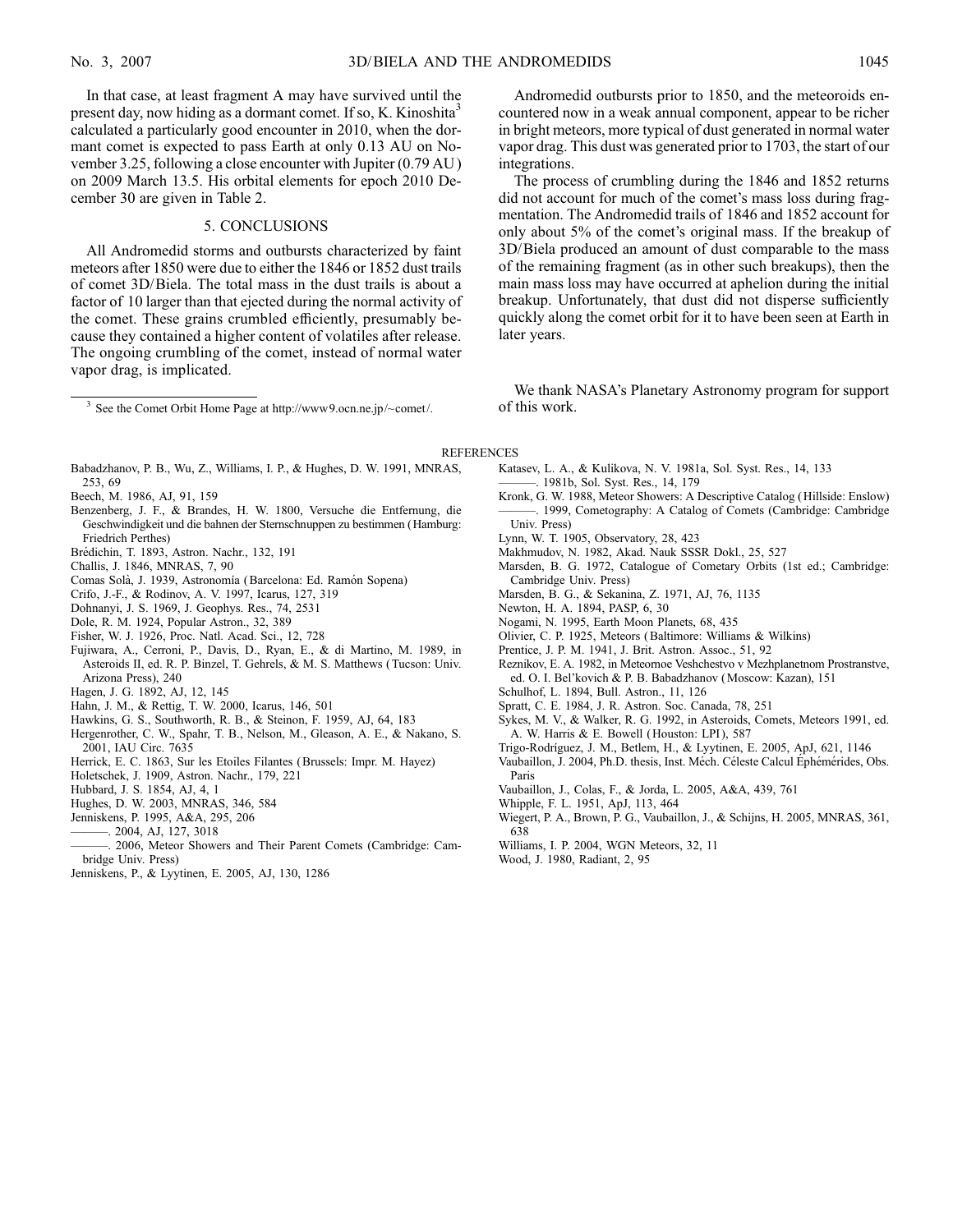In that case, at least fragment A may have survived until the present day, now hiding as a dormant comet. If so, K. Kinoshita[3] calculated a particularly good encounter in 2010, when the dormant comet is expected to pass Earth at only 0.13 AU on November 3.25, following a close encounter with Jupiter (0.79 AU) on 2009 March 13.5. His orbital elements for epoch 2010 December 30 are given in Table 2.

## 5. CONCLUSIONS

All Andromedid storms and outbursts characterized by faint meteors after 1850 were due to either the 1846 or 1852 dust trails of comet 3D/Biela. The total mass in the dust trails is about a factor of 10 larger than that ejected during the normal activity of the comet. These grains crumbled efficiently, presumably because they contained a higher content of volatiles after release. The ongoing crumbling of the comet, instead of normal water vapor drag, is implicated.

Andromedid outbursts prior to 1850, and the meteoroids encountered now in a weak annual component, appear to be richer in bright meteors, more typical of dust generated in normal water vapor drag. This dust was generated prior to 1703, the start of our integrations.

The process of crumbling during the 1846 and 1852 returns did not account for much of the comet's mass loss during fragmentation. The Andromedid trails of 1846 and 1852 account for only about 5% of the comet's original mass. If the breakup of 3D/Biela produced an amount of dust comparable to the mass of the remaining fragment (as in other such breakups), then the main mass loss may have occurred at aphelion during the initial breakup. Unfortunately, that dust did not disperse sufficiently quickly along the comet orbit for it to have been seen at Earth in later years.

We thank NASA's Planetary Astronomy program for support of this work.

[3] See the Comet Orbit Home Page at http://www9.ocn.ne.jp/~comet/.

## REFERENCES

Babadzhanov, P. B., Wu, Z., Williams, I. P., & Hughes, D. W. 1991, MNRAS, 253, 69
Beech, M. 1986, AJ, 91, 159
Benzenberg, J. F., & Brandes, H. W. 1800, Versuche die Entfernung, die Geschwindigkeit und die bahnen der Sternschnuppen zu bestimmen (Hamburg: Friedrich Perthes)
Brédichin, T. 1893, Astron. Nachr., 132, 191
Challis, J. 1846, MNRAS, 7, 90
Comas Solà, J. 1939, Astronomía (Barcelona: Ed. Ramón Sopena)
Crifo, J.-F., & Rodinov, A. V. 1997, Icarus, 127, 319
Dohnanyi, J. S. 1969, J. Geophys. Res., 74, 2531
Dole, R. M. 1924, Popular Astron., 32, 389
Fisher, W. J. 1926, Proc. Natl. Acad. Sci., 12, 728
Fujiwara, A., Cerroni, P., Davis, D., Ryan, E., & di Martino, M. 1989, in Asteroids II, ed. R. P. Binzel, T. Gehrels, & M. S. Matthews (Tucson: Univ. Arizona Press), 240
Hagen, J. G. 1892, AJ, 12, 145
Hahn, J. M., & Rettig, T. W. 2000, Icarus, 146, 501
Hawkins, G. S., Southworth, R. B., & Steinon, F. 1959, AJ, 64, 183
Hergenrother, C. W., Spahr, T. B., Nelson, M., Gleason, A. E., & Nakano, S. 2001, IAU Circ. 7635
Herrick, E. C. 1863, Sur les Etoiles Filantes (Brussels: Impr. M. Hayez)
Holetschek, J. 1909, Astron. Nachr., 179, 221
Hubbard, J. S. 1854, AJ, 4, 1
Hughes, D. W. 2003, MNRAS, 346, 584
Jenniskens, P. 1995, A&A, 295, 206
———. 2004, AJ, 127, 3018
———. 2006, Meteor Showers and Their Parent Comets (Cambridge: Cambridge Univ. Press)
Jenniskens, P., & Lyytinen, E. 2005, AJ, 130, 1286
Katasev, L. A., & Kulikova, N. V. 1981a, Sol. Syst. Res., 14, 133
———. 1981b, Sol. Syst. Res., 14, 179
Kronk, G. W. 1988, Meteor Showers: A Descriptive Catalog (Hillside: Enslow)
———. 1999, Cometography: A Catalog of Comets (Cambridge: Cambridge Univ. Press)
Lynn, W. T. 1905, Observatory, 28, 423
Makhmudov, N. 1982, Akad. Nauk SSSR Dokl., 25, 527
Marsden, B. G. 1972, Catalogue of Cometary Orbits (1st ed.; Cambridge: Cambridge Univ. Press)
Marsden, B. G., & Sekanina, Z. 1971, AJ, 76, 1135
Newton, H. A. 1894, PASP, 6, 30
Nogami, N. 1995, Earth Moon Planets, 68, 435
Olivier, C. P. 1925, Meteors (Baltimore: Williams & Wilkins)
Prentice, J. P. M. 1941, J. Brit. Astron. Assoc., 51, 92
Reznikov, E. A. 1982, in Meteornoe Veshchestvo v Mezhplanetnom Prostranstve, ed. O. I. Bel'kovich & P. B. Babadzhanov (Moscow: Kazan), 151
Schulhof, L. 1894, Bull. Astron., 11, 126
Spratt, C. E. 1984, J. R. Astron. Soc. Canada, 78, 251
Sykes, M. V., & Walker, R. G. 1992, in Asteroids, Comets, Meteors 1991, ed. A. W. Harris & E. Bowell (Houston: LPI), 587
Trigo-Rodríguez, J. M., Betlem, H., & Lyytinen, E. 2005, ApJ, 621, 1146
Vaubaillon, J. 2004, Ph.D. thesis, Inst. Méch. Céleste Calcul Éphémérides, Obs. Paris
Vaubaillon, J., Colas, F., & Jorda, L. 2005, A&A, 439, 761
Whipple, F. L. 1951, ApJ, 113, 464
Wiegert, P. A., Brown, P. G., Vaubaillon, J., & Schijns, H. 2005, MNRAS, 361, 638
Williams, I. P. 2004, WGN Meteors, 32, 11
Wood, J. 1980, Radiant, 2, 95